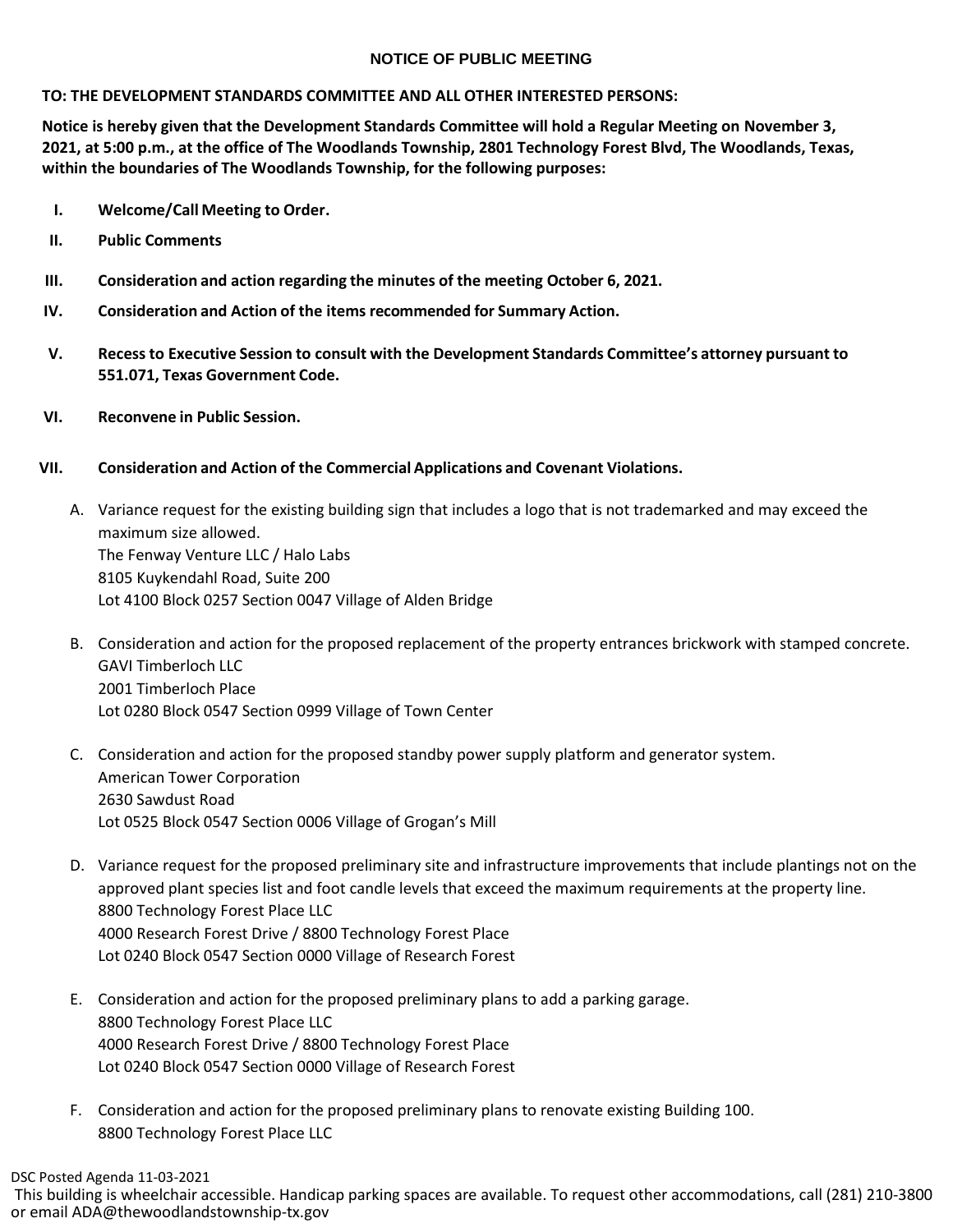# NOTICE OF PUBLIC MEETING

**TO: THE DEVELOPMENT STANDARDS COMMITTEE AND ALL OTHER INTERESTED PERSONS:**

**Notice is hereby given that the Development Standards Committee will hold a Regular Meeting on November 3, 2021, at 5:00 p.m., at the office of The Woodlands Township, 2801 Technology Forest Blvd, The Woodlands, Texas, within the boundaries of The Woodlands Township, for the following purposes:**

I. **Welcome/Call Meeting to Order.**

II. **Public Comments**

III. **Consideration and action regarding the minutes of the meeting October 6, 2021.**

IV. **Consideration and Action of the items recommended for Summary Action.**

V. **Recess to Executive Session to consult with the Development Standards Committee's attorney pursuant to 551.071, Texas Government Code.**

VI. **Reconvene in Public Session.**

VII. **Consideration and Action of the Commercial Applications and Covenant Violations.**

A. Variance request for the existing building sign that includes a logo that is not trademarked and may exceed the maximum size allowed.
The Fenway Venture LLC / Halo Labs
8105 Kuykendahl Road, Suite 200
Lot 4100 Block 0257 Section 0047 Village of Alden Bridge

B. Consideration and action for the proposed replacement of the property entrances brickwork with stamped concrete.
GAVI Timberloch LLC
2001 Timberloch Place
Lot 0280 Block 0547 Section 0999 Village of Town Center

C. Consideration and action for the proposed standby power supply platform and generator system.
American Tower Corporation
2630 Sawdust Road
Lot 0525 Block 0547 Section 0006 Village of Grogan's Mill

D. Variance request for the proposed preliminary site and infrastructure improvements that include plantings not on the approved plant species list and foot candle levels that exceed the maximum requirements at the property line.
8800 Technology Forest Place LLC
4000 Research Forest Drive / 8800 Technology Forest Place
Lot 0240 Block 0547 Section 0000 Village of Research Forest

E. Consideration and action for the proposed preliminary plans to add a parking garage.
8800 Technology Forest Place LLC
4000 Research Forest Drive / 8800 Technology Forest Place
Lot 0240 Block 0547 Section 0000 Village of Research Forest

F. Consideration and action for the proposed preliminary plans to renovate existing Building 100.
8800 Technology Forest Place LLC

DSC Posted Agenda 11-03-2021
This building is wheelchair accessible. Handicap parking spaces are available. To request other accommodations, call (281) 210-3800 or email ADA@thewoodlandstownship-tx.gov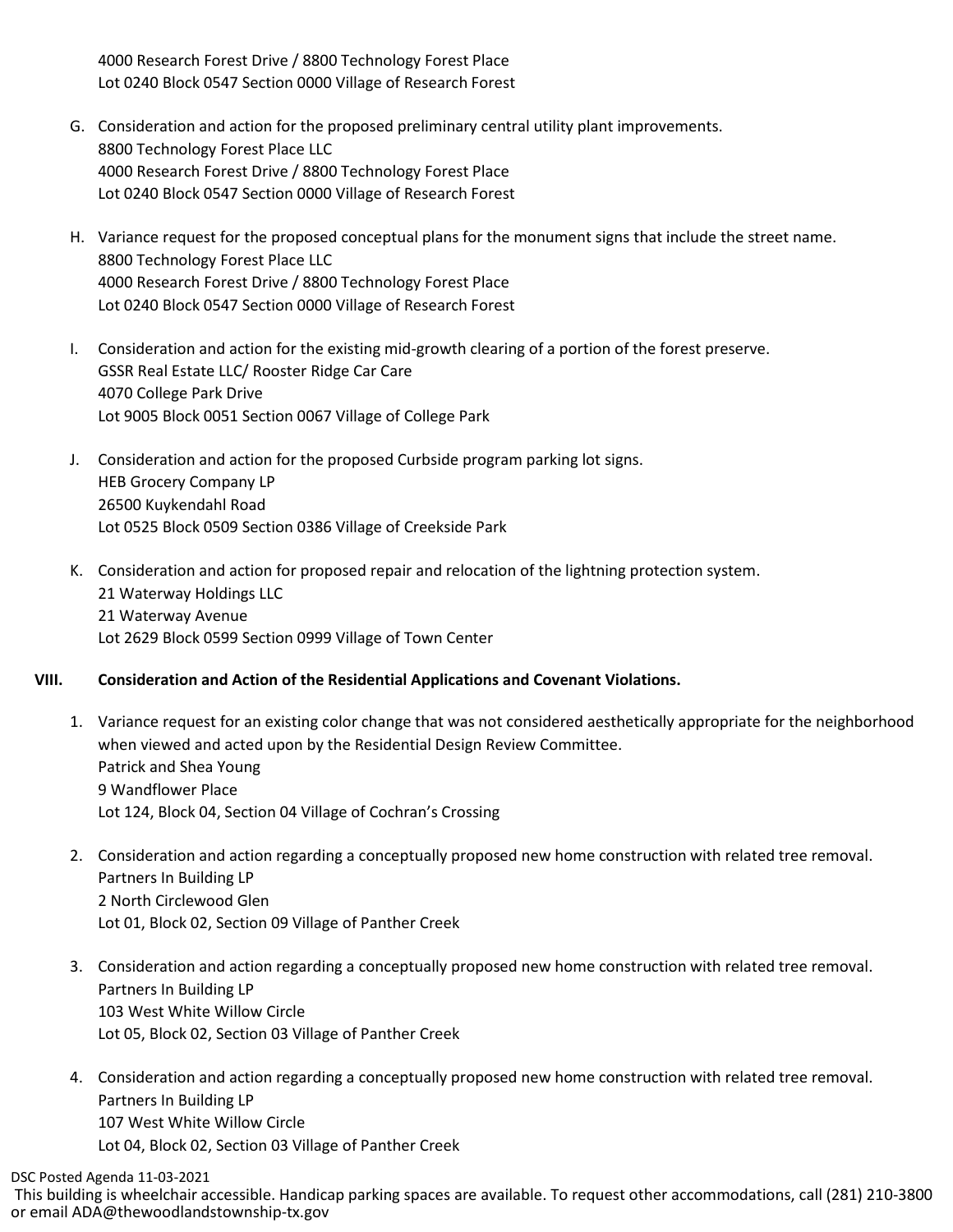4000 Research Forest Drive / 8800 Technology Forest Place
Lot 0240 Block 0547 Section 0000 Village of Research Forest

G. Consideration and action for the proposed preliminary central utility plant improvements.
8800 Technology Forest Place LLC
4000 Research Forest Drive / 8800 Technology Forest Place
Lot 0240 Block 0547 Section 0000 Village of Research Forest

H. Variance request for the proposed conceptual plans for the monument signs that include the street name.
8800 Technology Forest Place LLC
4000 Research Forest Drive / 8800 Technology Forest Place
Lot 0240 Block 0547 Section 0000 Village of Research Forest

I. Consideration and action for the existing mid-growth clearing of a portion of the forest preserve.
GSSR Real Estate LLC/ Rooster Ridge Car Care
4070 College Park Drive
Lot 9005 Block 0051 Section 0067 Village of College Park

J. Consideration and action for the proposed Curbside program parking lot signs.
HEB Grocery Company LP
26500 Kuykendahl Road
Lot 0525 Block 0509 Section 0386 Village of Creekside Park

K. Consideration and action for proposed repair and relocation of the lightning protection system.
21 Waterway Holdings LLC
21 Waterway Avenue
Lot 2629 Block 0599 Section 0999 Village of Town Center

**VIII. Consideration and Action of the Residential Applications and Covenant Violations.**

1. Variance request for an existing color change that was not considered aesthetically appropriate for the neighborhood when viewed and acted upon by the Residential Design Review Committee.
Patrick and Shea Young
9 Wandflower Place
Lot 124, Block 04, Section 04 Village of Cochran's Crossing

2. Consideration and action regarding a conceptually proposed new home construction with related tree removal.
Partners In Building LP
2 North Circlewood Glen
Lot 01, Block 02, Section 09 Village of Panther Creek

3. Consideration and action regarding a conceptually proposed new home construction with related tree removal.
Partners In Building LP
103 West White Willow Circle
Lot 05, Block 02, Section 03 Village of Panther Creek

4. Consideration and action regarding a conceptually proposed new home construction with related tree removal.
Partners In Building LP
107 West White Willow Circle
Lot 04, Block 02, Section 03 Village of Panther Creek

DSC Posted Agenda 11-03-2021
This building is wheelchair accessible. Handicap parking spaces are available. To request other accommodations, call (281) 210-3800 or email ADA@thewoodlandstownship-tx.gov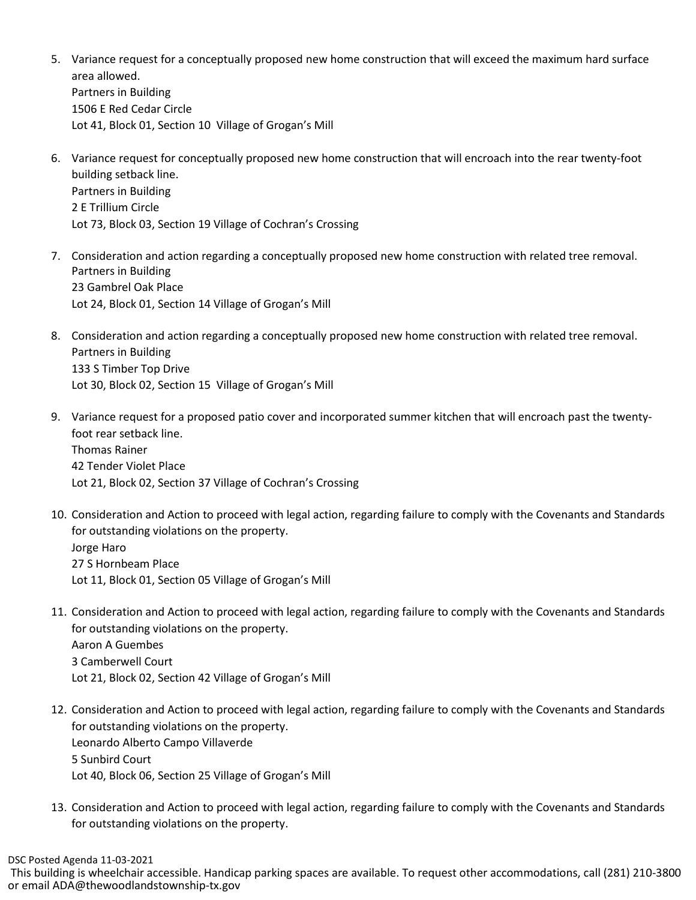5. Variance request for a conceptually proposed new home construction that will exceed the maximum hard surface area allowed.
   Partners in Building
   1506 E Red Cedar Circle
   Lot 41, Block 01, Section 10 Village of Grogan's Mill

6. Variance request for conceptually proposed new home construction that will encroach into the rear twenty-foot building setback line.
   Partners in Building
   2 E Trillium Circle
   Lot 73, Block 03, Section 19 Village of Cochran's Crossing

7. Consideration and action regarding a conceptually proposed new home construction with related tree removal.
   Partners in Building
   23 Gambrel Oak Place
   Lot 24, Block 01, Section 14 Village of Grogan's Mill

8. Consideration and action regarding a conceptually proposed new home construction with related tree removal.
   Partners in Building
   133 S Timber Top Drive
   Lot 30, Block 02, Section 15 Village of Grogan's Mill

9. Variance request for a proposed patio cover and incorporated summer kitchen that will encroach past the twenty-foot rear setback line.
   Thomas Rainer
   42 Tender Violet Place
   Lot 21, Block 02, Section 37 Village of Cochran's Crossing

10. Consideration and Action to proceed with legal action, regarding failure to comply with the Covenants and Standards for outstanding violations on the property.
    Jorge Haro
    27 S Hornbeam Place
    Lot 11, Block 01, Section 05 Village of Grogan's Mill

11. Consideration and Action to proceed with legal action, regarding failure to comply with the Covenants and Standards for outstanding violations on the property.
    Aaron A Guembes
    3 Camberwell Court
    Lot 21, Block 02, Section 42 Village of Grogan's Mill

12. Consideration and Action to proceed with legal action, regarding failure to comply with the Covenants and Standards for outstanding violations on the property.
    Leonardo Alberto Campo Villaverde
    5 Sunbird Court
    Lot 40, Block 06, Section 25 Village of Grogan's Mill

13. Consideration and Action to proceed with legal action, regarding failure to comply with the Covenants and Standards for outstanding violations on the property.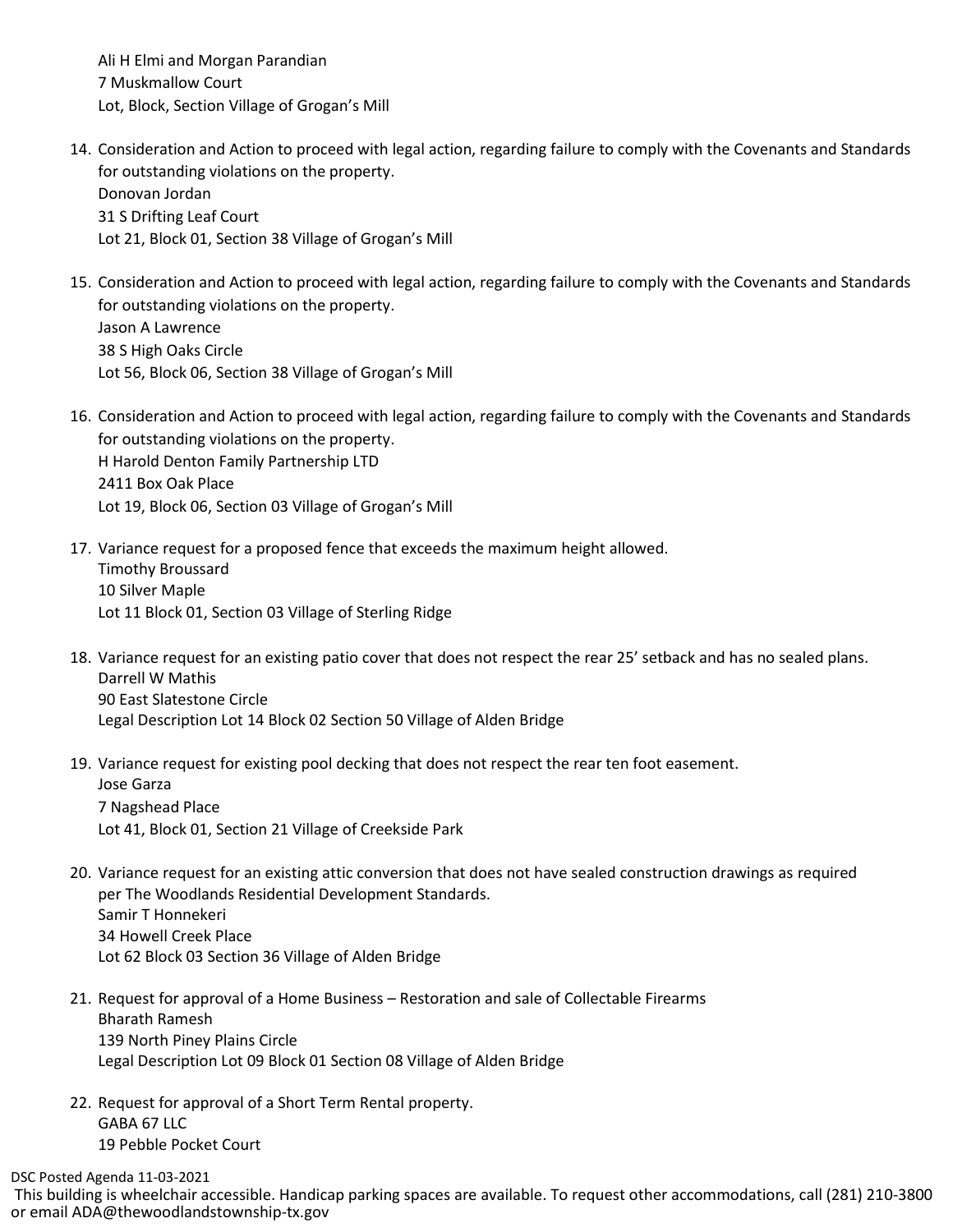Ali H Elmi and Morgan Parandian
7 Muskmallow Court
Lot, Block, Section Village of Grogan's Mill

14. Consideration and Action to proceed with legal action, regarding failure to comply with the Covenants and Standards for outstanding violations on the property.
    Donovan Jordan
    31 S Drifting Leaf Court
    Lot 21, Block 01, Section 38 Village of Grogan's Mill

15. Consideration and Action to proceed with legal action, regarding failure to comply with the Covenants and Standards for outstanding violations on the property.
    Jason A Lawrence
    38 S High Oaks Circle
    Lot 56, Block 06, Section 38 Village of Grogan's Mill

16. Consideration and Action to proceed with legal action, regarding failure to comply with the Covenants and Standards for outstanding violations on the property.
    H Harold Denton Family Partnership LTD
    2411 Box Oak Place
    Lot 19, Block 06, Section 03 Village of Grogan's Mill

17. Variance request for a proposed fence that exceeds the maximum height allowed.
    Timothy Broussard
    10 Silver Maple
    Lot 11 Block 01, Section 03 Village of Sterling Ridge

18. Variance request for an existing patio cover that does not respect the rear 25' setback and has no sealed plans.
    Darrell W Mathis
    90 East Slatestone Circle
    Legal Description Lot 14 Block 02 Section 50 Village of Alden Bridge

19. Variance request for existing pool decking that does not respect the rear ten foot easement.
    Jose Garza
    7 Nagshead Place
    Lot 41, Block 01, Section 21 Village of Creekside Park

20. Variance request for an existing attic conversion that does not have sealed construction drawings as required per The Woodlands Residential Development Standards.
    Samir T Honnekeri
    34 Howell Creek Place
    Lot 62 Block 03 Section 36 Village of Alden Bridge

21. Request for approval of a Home Business – Restoration and sale of Collectable Firearms
    Bharath Ramesh
    139 North Piney Plains Circle
    Legal Description Lot 09 Block 01 Section 08 Village of Alden Bridge

22. Request for approval of a Short Term Rental property.
    GABA 67 LLC
    19 Pebble Pocket Court

DSC Posted Agenda 11-03-2021
This building is wheelchair accessible. Handicap parking spaces are available. To request other accommodations, call (281) 210-3800 or email ADA@thewoodlandstownship-tx.gov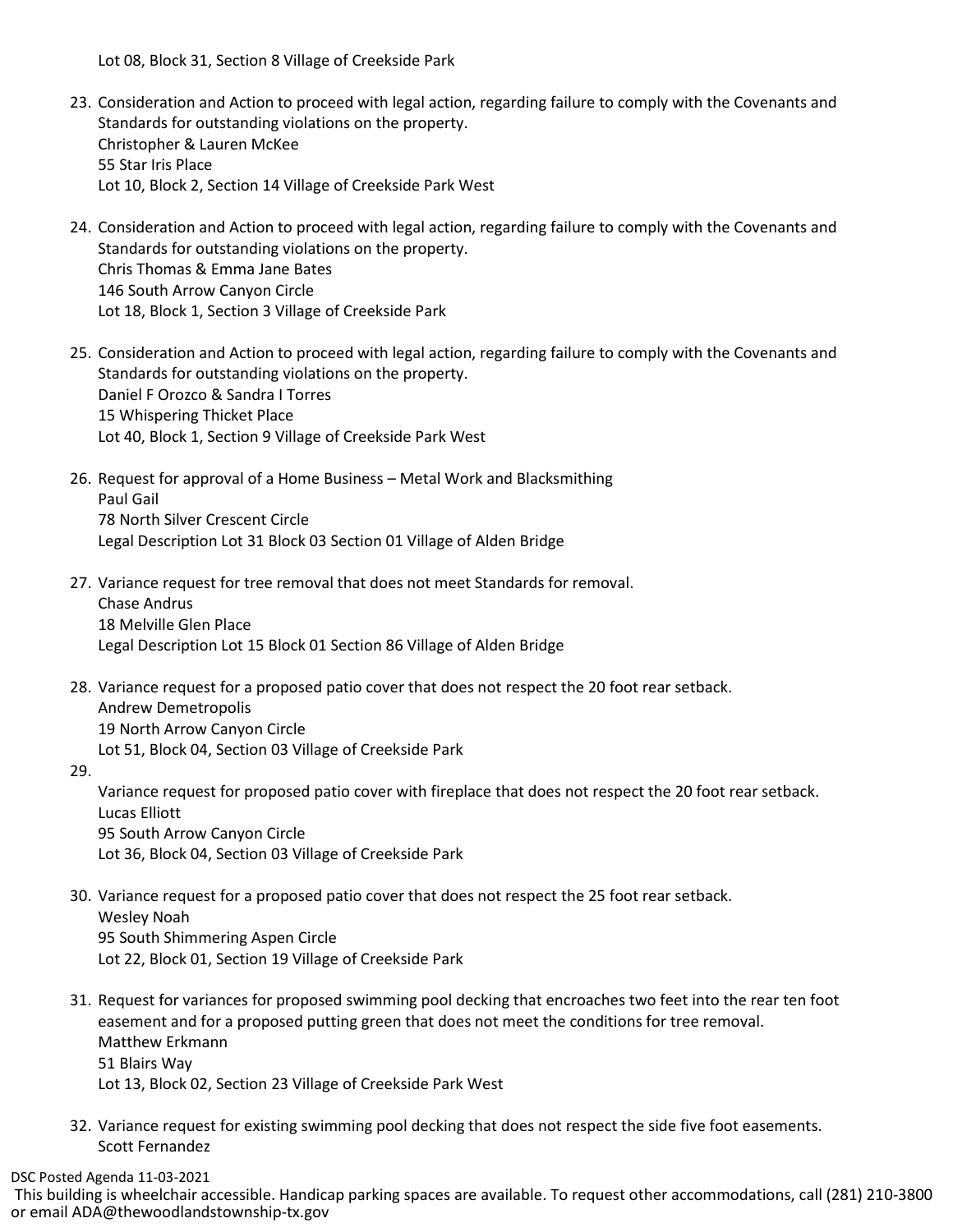Lot 08, Block 31, Section 8 Village of Creekside Park

23. Consideration and Action to proceed with legal action, regarding failure to comply with the Covenants and Standards for outstanding violations on the property.
    Christopher & Lauren McKee
    55 Star Iris Place
    Lot 10, Block 2, Section 14 Village of Creekside Park West

24. Consideration and Action to proceed with legal action, regarding failure to comply with the Covenants and Standards for outstanding violations on the property.
    Chris Thomas & Emma Jane Bates
    146 South Arrow Canyon Circle
    Lot 18, Block 1, Section 3 Village of Creekside Park

25. Consideration and Action to proceed with legal action, regarding failure to comply with the Covenants and Standards for outstanding violations on the property.
    Daniel F Orozco & Sandra I Torres
    15 Whispering Thicket Place
    Lot 40, Block 1, Section 9 Village of Creekside Park West

26. Request for approval of a Home Business – Metal Work and Blacksmithing
    Paul Gail
    78 North Silver Crescent Circle
    Legal Description Lot 31 Block 03 Section 01 Village of Alden Bridge

27. Variance request for tree removal that does not meet Standards for removal.
    Chase Andrus
    18 Melville Glen Place
    Legal Description Lot 15 Block 01 Section 86 Village of Alden Bridge

28. Variance request for a proposed patio cover that does not respect the 20 foot rear setback.
    Andrew Demetropolis
    19 North Arrow Canyon Circle
    Lot 51, Block 04, Section 03 Village of Creekside Park

29. Variance request for proposed patio cover with fireplace that does not respect the 20 foot rear setback.
    Lucas Elliott
    95 South Arrow Canyon Circle
    Lot 36, Block 04, Section 03 Village of Creekside Park

30. Variance request for a proposed patio cover that does not respect the 25 foot rear setback.
    Wesley Noah
    95 South Shimmering Aspen Circle
    Lot 22, Block 01, Section 19 Village of Creekside Park

31. Request for variances for proposed swimming pool decking that encroaches two feet into the rear ten foot easement and for a proposed putting green that does not meet the conditions for tree removal.
    Matthew Erkmann
    51 Blairs Way
    Lot 13, Block 02, Section 23 Village of Creekside Park West

32. Variance request for existing swimming pool decking that does not respect the side five foot easements.
    Scott Fernandez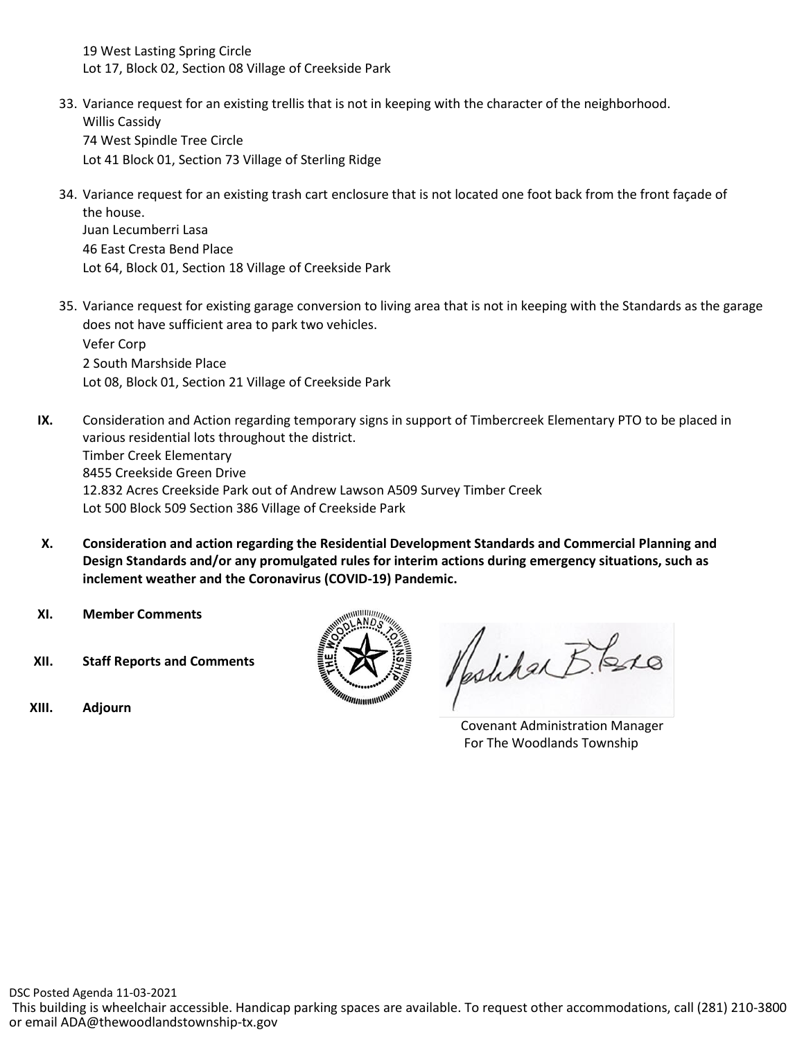19 West Lasting Spring Circle
Lot 17, Block 02, Section 08 Village of Creekside Park

33. Variance request for an existing trellis that is not in keeping with the character of the neighborhood.
    Willis Cassidy
    74 West Spindle Tree Circle
    Lot 41 Block 01, Section 73 Village of Sterling Ridge

34. Variance request for an existing trash cart enclosure that is not located one foot back from the front façade of the house.
    Juan Lecumberri Lasa
    46 East Cresta Bend Place
    Lot 64, Block 01, Section 18 Village of Creekside Park

35. Variance request for existing garage conversion to living area that is not in keeping with the Standards as the garage does not have sufficient area to park two vehicles.
    Vefer Corp
    2 South Marshside Place
    Lot 08, Block 01, Section 21 Village of Creekside Park

**IX.** Consideration and Action regarding temporary signs in support of Timbercreek Elementary PTO to be placed in various residential lots throughout the district.
Timber Creek Elementary
8455 Creekside Green Drive
12.832 Acres Creekside Park out of Andrew Lawson A509 Survey Timber Creek
Lot 500 Block 509 Section 386 Village of Creekside Park

**X. Consideration and action regarding the Residential Development Standards and Commercial Planning and Design Standards and/or any promulgated rules for interim actions during emergency situations, such as inclement weather and the Coronavirus (COVID-19) Pandemic.**

**XI. Member Comments**

**XII. Staff Reports and Comments**

**XIII. Adjourn**

Covenant Administration Manager
For The Woodlands Township

DSC Posted Agenda 11-03-2021
This building is wheelchair accessible. Handicap parking spaces are available. To request other accommodations, call (281) 210-3800 or email ADA@thewoodlandstownship-tx.gov